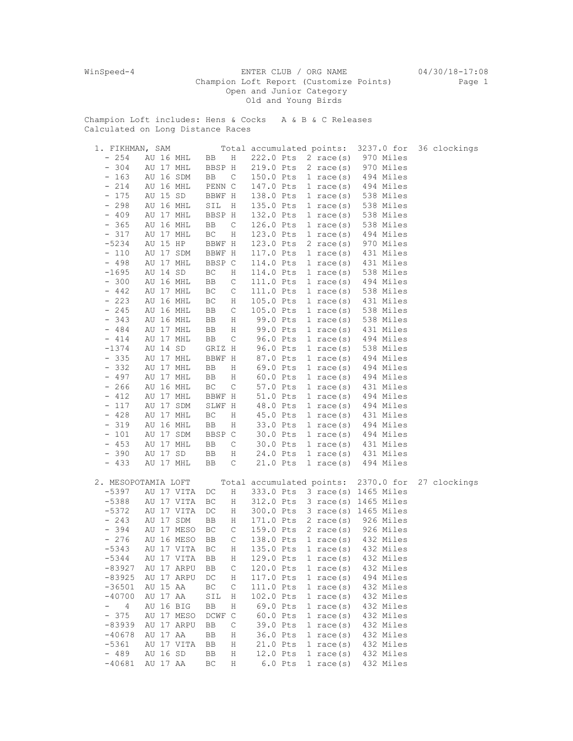WinSpeed-4 ENTER CLUB / ORG NAME 04/30/18-17:08

Champion Loft Report (Customize Points)

Open and Junior Category

Old and Young Birds

Champion Loft includes: Hens & Cocks A & B & C Releases
Calculated on Long Distance Races

**1. FIKHMAN, SAM** Total accumulated points: 3237.0 for 36 clockings

| Band | | Color | Sex | Points | Races | Miles |
|---|---|---|---|---|---|---|
| - 254 | AU 16 MHL | BB | H | 222.0 Pts | 2 race(s) | 970 Miles |
| - 304 | AU 17 MHL | BBSP | H | 219.0 Pts | 2 race(s) | 970 Miles |
| - 163 | AU 16 SDM | BB | C | 150.0 Pts | 1 race(s) | 494 Miles |
| - 214 | AU 16 MHL | PENN | C | 147.0 Pts | 1 race(s) | 494 Miles |
| - 175 | AU 15 SD | BBWF | H | 138.0 Pts | 1 race(s) | 538 Miles |
| - 298 | AU 16 MHL | SIL | H | 135.0 Pts | 1 race(s) | 538 Miles |
| - 409 | AU 17 MHL | BBSP | H | 132.0 Pts | 1 race(s) | 538 Miles |
| - 365 | AU 16 MHL | BB | C | 126.0 Pts | 1 race(s) | 538 Miles |
| - 317 | AU 17 MHL | BC | H | 123.0 Pts | 1 race(s) | 494 Miles |
| -5234 | AU 15 HP | BBWF | H | 123.0 Pts | 2 race(s) | 970 Miles |
| - 110 | AU 17 SDM | BBWF | H | 117.0 Pts | 1 race(s) | 431 Miles |
| - 498 | AU 17 MHL | BBSP | C | 114.0 Pts | 1 race(s) | 431 Miles |
| -1695 | AU 14 SD | BC | H | 114.0 Pts | 1 race(s) | 538 Miles |
| - 300 | AU 16 MHL | BB | C | 111.0 Pts | 1 race(s) | 494 Miles |
| - 442 | AU 17 MHL | BC | C | 111.0 Pts | 1 race(s) | 538 Miles |
| - 223 | AU 16 MHL | BC | H | 105.0 Pts | 1 race(s) | 431 Miles |
| - 245 | AU 16 MHL | BB | C | 105.0 Pts | 1 race(s) | 538 Miles |
| - 343 | AU 16 MHL | BB | H | 99.0 Pts | 1 race(s) | 538 Miles |
| - 484 | AU 17 MHL | BB | H | 99.0 Pts | 1 race(s) | 431 Miles |
| - 414 | AU 17 MHL | BB | C | 96.0 Pts | 1 race(s) | 494 Miles |
| -1374 | AU 14 SD | GRIZ | H | 96.0 Pts | 1 race(s) | 538 Miles |
| - 335 | AU 17 MHL | BBWF | H | 87.0 Pts | 1 race(s) | 494 Miles |
| - 332 | AU 17 MHL | BB | H | 69.0 Pts | 1 race(s) | 494 Miles |
| - 497 | AU 17 MHL | BB | H | 60.0 Pts | 1 race(s) | 494 Miles |
| - 266 | AU 16 MHL | BC | C | 57.0 Pts | 1 race(s) | 431 Miles |
| - 412 | AU 17 MHL | BBWF | H | 51.0 Pts | 1 race(s) | 494 Miles |
| - 117 | AU 17 SDM | SLWF | H | 48.0 Pts | 1 race(s) | 494 Miles |
| - 428 | AU 17 MHL | BC | H | 45.0 Pts | 1 race(s) | 431 Miles |
| - 319 | AU 16 MHL | BB | H | 33.0 Pts | 1 race(s) | 494 Miles |
| - 101 | AU 17 SDM | BBSP | C | 30.0 Pts | 1 race(s) | 494 Miles |
| - 453 | AU 17 MHL | BB | C | 30.0 Pts | 1 race(s) | 431 Miles |
| - 390 | AU 17 SD | BB | H | 24.0 Pts | 1 race(s) | 431 Miles |
| - 433 | AU 17 MHL | BB | C | 21.0 Pts | 1 race(s) | 494 Miles |

**2. MESOPOTAMIA LOFT** Total accumulated points: 2370.0 for 27 clockings

| Band | | Color | Sex | Points | Races | Miles |
|---|---|---|---|---|---|---|
| -5397 | AU 17 VITA | DC | H | 333.0 Pts | 3 race(s) | 1465 Miles |
| -5388 | AU 17 VITA | BC | H | 312.0 Pts | 3 race(s) | 1465 Miles |
| -5372 | AU 17 VITA | DC | H | 300.0 Pts | 3 race(s) | 1465 Miles |
| - 243 | AU 17 SDM | BB | H | 171.0 Pts | 2 race(s) | 926 Miles |
| - 394 | AU 17 MESO | BC | C | 159.0 Pts | 2 race(s) | 926 Miles |
| - 276 | AU 16 MESO | BB | C | 138.0 Pts | 1 race(s) | 432 Miles |
| -5343 | AU 17 VITA | BC | H | 135.0 Pts | 1 race(s) | 432 Miles |
| -5344 | AU 17 VITA | BB | H | 129.0 Pts | 1 race(s) | 432 Miles |
| -83927 | AU 17 ARPU | BB | C | 120.0 Pts | 1 race(s) | 432 Miles |
| -83925 | AU 17 ARPU | DC | H | 117.0 Pts | 1 race(s) | 494 Miles |
| -36501 | AU 15 AA | BC | C | 111.0 Pts | 1 race(s) | 432 Miles |
| -40700 | AU 17 AA | SIL | H | 102.0 Pts | 1 race(s) | 432 Miles |
| - 4 | AU 16 BIG | BB | H | 69.0 Pts | 1 race(s) | 432 Miles |
| - 375 | AU 17 MESO | DCWF | C | 60.0 Pts | 1 race(s) | 432 Miles |
| -83939 | AU 17 ARPU | BB | C | 39.0 Pts | 1 race(s) | 432 Miles |
| -40678 | AU 17 AA | BB | H | 36.0 Pts | 1 race(s) | 432 Miles |
| -5361 | AU 17 VITA | BB | H | 21.0 Pts | 1 race(s) | 432 Miles |
| - 489 | AU 16 SD | BB | H | 12.0 Pts | 1 race(s) | 432 Miles |
| -40681 | AU 17 AA | BC | H | 6.0 Pts | 1 race(s) | 432 Miles |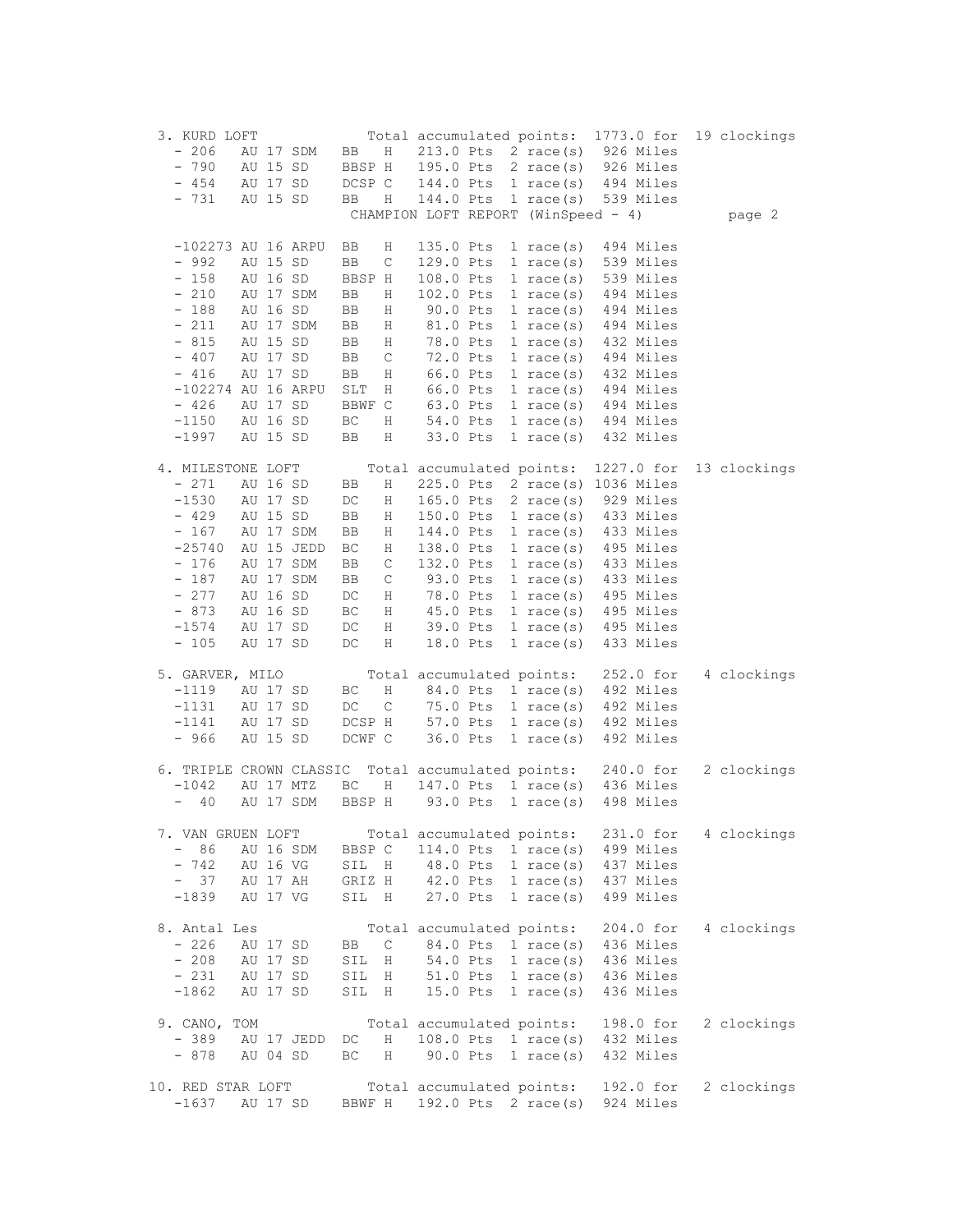3. KURD LOFT Total accumulated points: 1773.0 for 19 clockings

| | | | | | | |
|---|---|---|---|---|---|---|
| - 206 | AU 17 SDM | BB H | 213.0 Pts | 2 race(s) | 926 Miles |
| - 790 | AU 15 SD | BBSP H | 195.0 Pts | 2 race(s) | 926 Miles |
| - 454 | AU 17 SD | DCSP C | 144.0 Pts | 1 race(s) | 494 Miles |
| - 731 | AU 15 SD | BB H | 144.0 Pts | 1 race(s) | 539 Miles |
| -102273 | AU 16 ARPU | BB H | 135.0 Pts | 1 race(s) | 494 Miles |
| - 992 | AU 15 SD | BB C | 129.0 Pts | 1 race(s) | 539 Miles |
| - 158 | AU 16 SD | BBSP H | 108.0 Pts | 1 race(s) | 539 Miles |
| - 210 | AU 17 SDM | BB H | 102.0 Pts | 1 race(s) | 494 Miles |
| - 188 | AU 16 SD | BB H | 90.0 Pts | 1 race(s) | 494 Miles |
| - 211 | AU 17 SDM | BB H | 81.0 Pts | 1 race(s) | 494 Miles |
| - 815 | AU 15 SD | BB H | 78.0 Pts | 1 race(s) | 432 Miles |
| - 407 | AU 17 SD | BB C | 72.0 Pts | 1 race(s) | 494 Miles |
| - 416 | AU 17 SD | BB H | 66.0 Pts | 1 race(s) | 432 Miles |
| -102274 | AU 16 ARPU | SLT H | 66.0 Pts | 1 race(s) | 494 Miles |
| - 426 | AU 17 SD | BBWF C | 63.0 Pts | 1 race(s) | 494 Miles |
| -1150 | AU 16 SD | BC H | 54.0 Pts | 1 race(s) | 494 Miles |
| -1997 | AU 15 SD | BB H | 33.0 Pts | 1 race(s) | 432 Miles |

4. MILESTONE LOFT Total accumulated points: 1227.0 for 13 clockings

| | | | | | |
|---|---|---|---|---|---|
| - 271 | AU 16 SD | BB H | 225.0 Pts | 2 race(s) | 1036 Miles |
| -1530 | AU 17 SD | DC H | 165.0 Pts | 2 race(s) | 929 Miles |
| - 429 | AU 15 SD | BB H | 150.0 Pts | 1 race(s) | 433 Miles |
| - 167 | AU 17 SDM | BB H | 144.0 Pts | 1 race(s) | 433 Miles |
| -25740 | AU 15 JEDD | BC H | 138.0 Pts | 1 race(s) | 495 Miles |
| - 176 | AU 17 SDM | BB C | 132.0 Pts | 1 race(s) | 433 Miles |
| - 187 | AU 17 SDM | BB C | 93.0 Pts | 1 race(s) | 433 Miles |
| - 277 | AU 16 SD | DC H | 78.0 Pts | 1 race(s) | 495 Miles |
| - 873 | AU 16 SD | BC H | 45.0 Pts | 1 race(s) | 495 Miles |
| -1574 | AU 17 SD | DC H | 39.0 Pts | 1 race(s) | 495 Miles |
| - 105 | AU 17 SD | DC H | 18.0 Pts | 1 race(s) | 433 Miles |

5. GARVER, MILO Total accumulated points: 252.0 for 4 clockings

| | | | | | |
|---|---|---|---|---|---|
| -1119 | AU 17 SD | BC H | 84.0 Pts | 1 race(s) | 492 Miles |
| -1131 | AU 17 SD | DC C | 75.0 Pts | 1 race(s) | 492 Miles |
| -1141 | AU 17 SD | DCSP H | 57.0 Pts | 1 race(s) | 492 Miles |
| - 966 | AU 15 SD | DCWF C | 36.0 Pts | 1 race(s) | 492 Miles |

6. TRIPLE CROWN CLASSIC Total accumulated points: 240.0 for 2 clockings

| | | | | | |
|---|---|---|---|---|---|
| -1042 | AU 17 MTZ | BC H | 147.0 Pts | 1 race(s) | 436 Miles |
| - 40 | AU 17 SDM | BBSP H | 93.0 Pts | 1 race(s) | 498 Miles |

7. VAN GRUEN LOFT Total accumulated points: 231.0 for 4 clockings

| | | | | | |
|---|---|---|---|---|---|
| - 86 | AU 16 SDM | BBSP C | 114.0 Pts | 1 race(s) | 499 Miles |
| - 742 | AU 16 VG | SIL H | 48.0 Pts | 1 race(s) | 437 Miles |
| - 37 | AU 17 AH | GRIZ H | 42.0 Pts | 1 race(s) | 437 Miles |
| -1839 | AU 17 VG | SIL H | 27.0 Pts | 1 race(s) | 499 Miles |

8. Antal Les Total accumulated points: 204.0 for 4 clockings

| | | | | | |
|---|---|---|---|---|---|
| - 226 | AU 17 SD | BB C | 84.0 Pts | 1 race(s) | 436 Miles |
| - 208 | AU 17 SD | SIL H | 54.0 Pts | 1 race(s) | 436 Miles |
| - 231 | AU 17 SD | SIL H | 51.0 Pts | 1 race(s) | 436 Miles |
| -1862 | AU 17 SD | SIL H | 15.0 Pts | 1 race(s) | 436 Miles |

9. CANO, TOM Total accumulated points: 198.0 for 2 clockings

| | | | | | |
|---|---|---|---|---|---|
| - 389 | AU 17 JEDD | DC H | 108.0 Pts | 1 race(s) | 432 Miles |
| - 878 | AU 04 SD | BC H | 90.0 Pts | 1 race(s) | 432 Miles |

10. RED STAR LOFT Total accumulated points: 192.0 for 2 clockings

| | | | | | |
|---|---|---|---|---|---|
| -1637 | AU 17 SD | BBWF H | 192.0 Pts | 2 race(s) | 924 Miles |